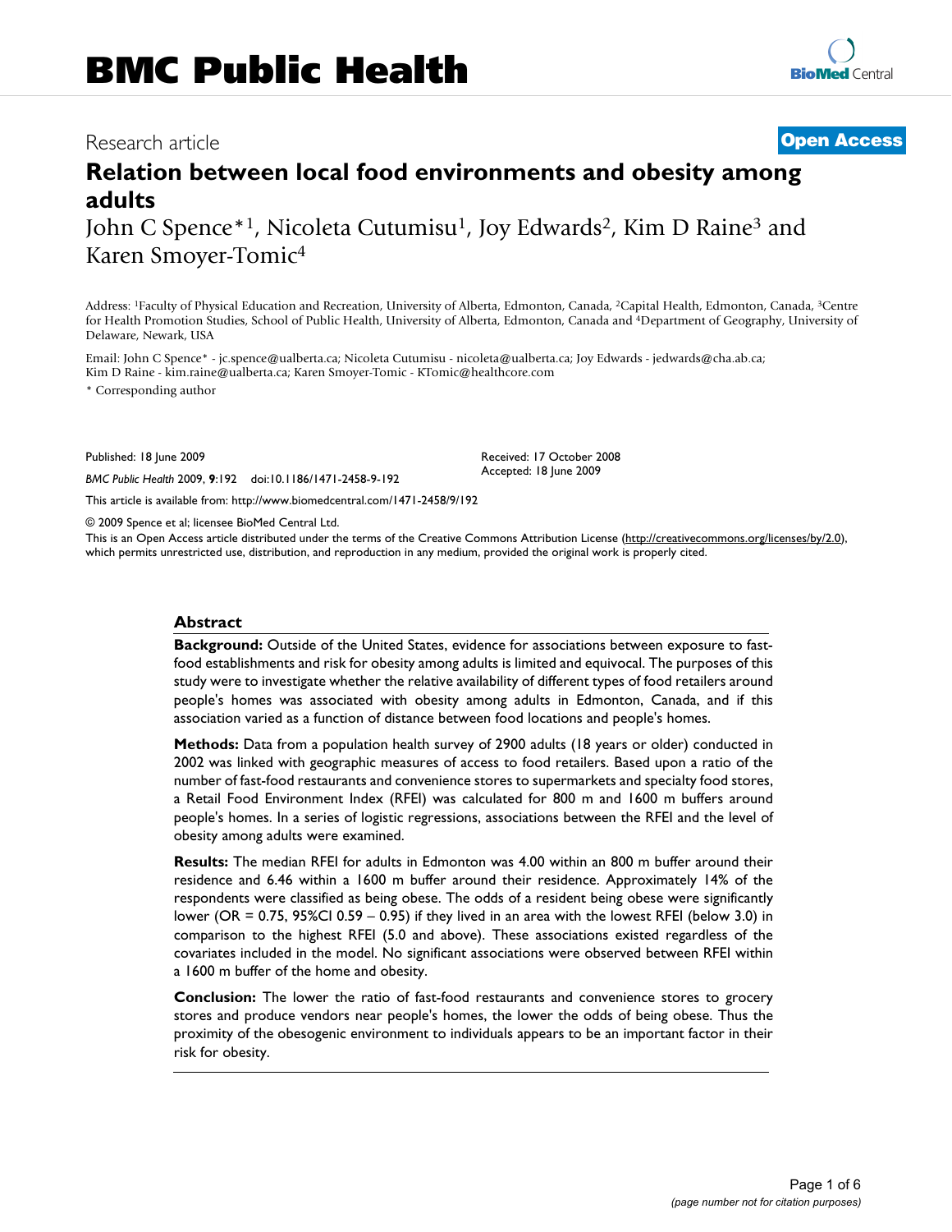BMC Public Health

Research article

**Open Access**

# Relation between local food environments and obesity among adults

John C Spence*[1], Nicoleta Cutumisu[1], Joy Edwards[2], Kim D Raine[3] and Karen Smoyer-Tomic[4]

Address: [1]Faculty of Physical Education and Recreation, University of Alberta, Edmonton, Canada, [2]Capital Health, Edmonton, Canada, [3]Centre for Health Promotion Studies, School of Public Health, University of Alberta, Edmonton, Canada and [4]Department of Geography, University of Delaware, Newark, USA

Email: John C Spence* - jc.spence@ualberta.ca; Nicoleta Cutumisu - nicoleta@ualberta.ca; Joy Edwards - jedwards@cha.ab.ca; Kim D Raine - kim.raine@ualberta.ca; Karen Smoyer-Tomic - KTomic@healthcore.com

\* Corresponding author

Published: 18 June 2009

*BMC Public Health* 2009, **9**:192 doi:10.1186/1471-2458-9-192

Received: 17 October 2008
Accepted: 18 June 2009

This article is available from: http://www.biomedcentral.com/1471-2458/9/192

© 2009 Spence et al; licensee BioMed Central Ltd.

This is an Open Access article distributed under the terms of the Creative Commons Attribution License (http://creativecommons.org/licenses/by/2.0), which permits unrestricted use, distribution, and reproduction in any medium, provided the original work is properly cited.

## Abstract

**Background:** Outside of the United States, evidence for associations between exposure to fast-food establishments and risk for obesity among adults is limited and equivocal. The purposes of this study were to investigate whether the relative availability of different types of food retailers around people's homes was associated with obesity among adults in Edmonton, Canada, and if this association varied as a function of distance between food locations and people's homes.

**Methods:** Data from a population health survey of 2900 adults (18 years or older) conducted in 2002 was linked with geographic measures of access to food retailers. Based upon a ratio of the number of fast-food restaurants and convenience stores to supermarkets and specialty food stores, a Retail Food Environment Index (RFEI) was calculated for 800 m and 1600 m buffers around people's homes. In a series of logistic regressions, associations between the RFEI and the level of obesity among adults were examined.

**Results:** The median RFEI for adults in Edmonton was 4.00 within an 800 m buffer around their residence and 6.46 within a 1600 m buffer around their residence. Approximately 14% of the respondents were classified as being obese. The odds of a resident being obese were significantly lower (OR = 0.75, 95%CI 0.59 – 0.95) if they lived in an area with the lowest RFEI (below 3.0) in comparison to the highest RFEI (5.0 and above). These associations existed regardless of the covariates included in the model. No significant associations were observed between RFEI within a 1600 m buffer of the home and obesity.

**Conclusion:** The lower the ratio of fast-food restaurants and convenience stores to grocery stores and produce vendors near people's homes, the lower the odds of being obese. Thus the proximity of the obesogenic environment to individuals appears to be an important factor in their risk for obesity.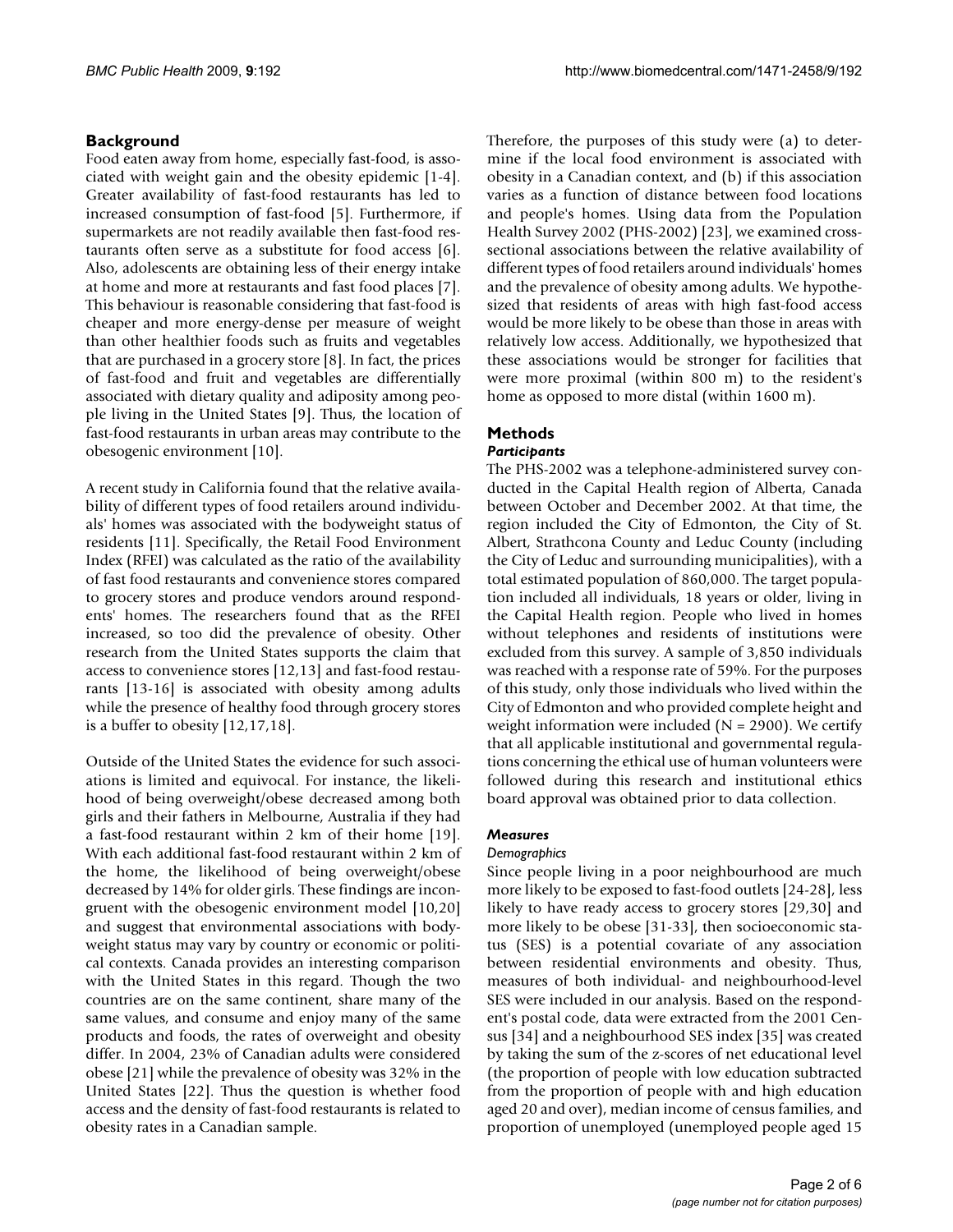## Background

Food eaten away from home, especially fast-food, is associated with weight gain and the obesity epidemic [1-4]. Greater availability of fast-food restaurants has led to increased consumption of fast-food [5]. Furthermore, if supermarkets are not readily available then fast-food restaurants often serve as a substitute for food access [6]. Also, adolescents are obtaining less of their energy intake at home and more at restaurants and fast food places [7]. This behaviour is reasonable considering that fast-food is cheaper and more energy-dense per measure of weight than other healthier foods such as fruits and vegetables that are purchased in a grocery store [8]. In fact, the prices of fast-food and fruit and vegetables are differentially associated with dietary quality and adiposity among people living in the United States [9]. Thus, the location of fast-food restaurants in urban areas may contribute to the obesogenic environment [10].

A recent study in California found that the relative availability of different types of food retailers around individuals' homes was associated with the bodyweight status of residents [11]. Specifically, the Retail Food Environment Index (RFEI) was calculated as the ratio of the availability of fast food restaurants and convenience stores compared to grocery stores and produce vendors around respondents' homes. The researchers found that as the RFEI increased, so too did the prevalence of obesity. Other research from the United States supports the claim that access to convenience stores [12,13] and fast-food restaurants [13-16] is associated with obesity among adults while the presence of healthy food through grocery stores is a buffer to obesity [12,17,18].

Outside of the United States the evidence for such associations is limited and equivocal. For instance, the likelihood of being overweight/obese decreased among both girls and their fathers in Melbourne, Australia if they had a fast-food restaurant within 2 km of their home [19]. With each additional fast-food restaurant within 2 km of the home, the likelihood of being overweight/obese decreased by 14% for older girls. These findings are incongruent with the obesogenic environment model [10,20] and suggest that environmental associations with bodyweight status may vary by country or economic or political contexts. Canada provides an interesting comparison with the United States in this regard. Though the two countries are on the same continent, share many of the same values, and consume and enjoy many of the same products and foods, the rates of overweight and obesity differ. In 2004, 23% of Canadian adults were considered obese [21] while the prevalence of obesity was 32% in the United States [22]. Thus the question is whether food access and the density of fast-food restaurants is related to obesity rates in a Canadian sample.

Therefore, the purposes of this study were (a) to determine if the local food environment is associated with obesity in a Canadian context, and (b) if this association varies as a function of distance between food locations and people's homes. Using data from the Population Health Survey 2002 (PHS-2002) [23], we examined cross-sectional associations between the relative availability of different types of food retailers around individuals' homes and the prevalence of obesity among adults. We hypothesized that residents of areas with high fast-food access would be more likely to be obese than those in areas with relatively low access. Additionally, we hypothesized that these associations would be stronger for facilities that were more proximal (within 800 m) to the resident's home as opposed to more distal (within 1600 m).

## Methods

### *Participants*

The PHS-2002 was a telephone-administered survey conducted in the Capital Health region of Alberta, Canada between October and December 2002. At that time, the region included the City of Edmonton, the City of St. Albert, Strathcona County and Leduc County (including the City of Leduc and surrounding municipalities), with a total estimated population of 860,000. The target population included all individuals, 18 years or older, living in the Capital Health region. People who lived in homes without telephones and residents of institutions were excluded from this survey. A sample of 3,850 individuals was reached with a response rate of 59%. For the purposes of this study, only those individuals who lived within the City of Edmonton and who provided complete height and weight information were included (N = 2900). We certify that all applicable institutional and governmental regulations concerning the ethical use of human volunteers were followed during this research and institutional ethics board approval was obtained prior to data collection.

### *Measures*

#### *Demographics*

Since people living in a poor neighbourhood are much more likely to be exposed to fast-food outlets [24-28], less likely to have ready access to grocery stores [29,30] and more likely to be obese [31-33], then socioeconomic status (SES) is a potential covariate of any association between residential environments and obesity. Thus, measures of both individual- and neighbourhood-level SES were included in our analysis. Based on the respondent's postal code, data were extracted from the 2001 Census [34] and a neighbourhood SES index [35] was created by taking the sum of the z-scores of net educational level (the proportion of people with low education subtracted from the proportion of people with and high education aged 20 and over), median income of census families, and proportion of unemployed (unemployed people aged 15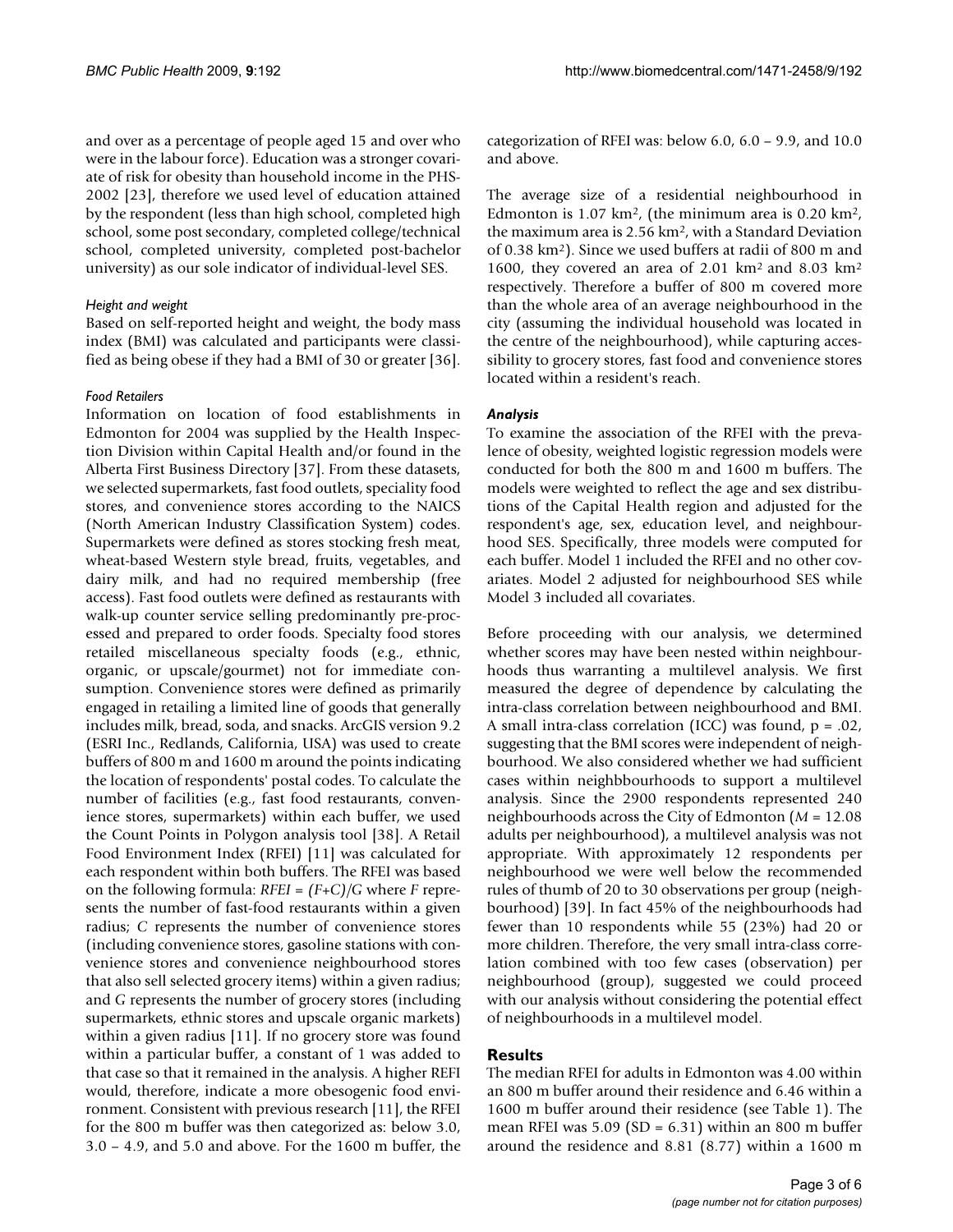and over as a percentage of people aged 15 and over who were in the labour force). Education was a stronger covariate of risk for obesity than household income in the PHS-2002 [23], therefore we used level of education attained by the respondent (less than high school, completed high school, some post secondary, completed college/technical school, completed university, completed post-bachelor university) as our sole indicator of individual-level SES.

#### *Height and weight*

Based on self-reported height and weight, the body mass index (BMI) was calculated and participants were classified as being obese if they had a BMI of 30 or greater [36].

#### *Food Retailers*

Information on location of food establishments in Edmonton for 2004 was supplied by the Health Inspection Division within Capital Health and/or found in the Alberta First Business Directory [37]. From these datasets, we selected supermarkets, fast food outlets, speciality food stores, and convenience stores according to the NAICS (North American Industry Classification System) codes. Supermarkets were defined as stores stocking fresh meat, wheat-based Western style bread, fruits, vegetables, and dairy milk, and had no required membership (free access). Fast food outlets were defined as restaurants with walk-up counter service selling predominantly pre-processed and prepared to order foods. Specialty food stores retailed miscellaneous specialty foods (e.g., ethnic, organic, or upscale/gourmet) not for immediate consumption. Convenience stores were defined as primarily engaged in retailing a limited line of goods that generally includes milk, bread, soda, and snacks. ArcGIS version 9.2 (ESRI Inc., Redlands, California, USA) was used to create buffers of 800 m and 1600 m around the points indicating the location of respondents' postal codes. To calculate the number of facilities (e.g., fast food restaurants, convenience stores, supermarkets) within each buffer, we used the Count Points in Polygon analysis tool [38]. A Retail Food Environment Index (RFEI) [11] was calculated for each respondent within both buffers. The RFEI was based on the following formula: $RFEI = (F+C)/G$ where $F$ represents the number of fast-food restaurants within a given radius; $C$ represents the number of convenience stores (including convenience stores, gasoline stations with convenience stores and convenience neighbourhood stores that also sell selected grocery items) within a given radius; and $G$ represents the number of grocery stores (including supermarkets, ethnic stores and upscale organic markets) within a given radius [11]. If no grocery store was found within a particular buffer, a constant of 1 was added to that case so that it remained in the analysis. A higher REFI would, therefore, indicate a more obesogenic food environment. Consistent with previous research [11], the RFEI for the 800 m buffer was then categorized as: below 3.0, 3.0 – 4.9, and 5.0 and above. For the 1600 m buffer, the categorization of RFEI was: below 6.0, 6.0 – 9.9, and 10.0 and above.

The average size of a residential neighbourhood in Edmonton is 1.07 km², (the minimum area is 0.20 km², the maximum area is 2.56 km², with a Standard Deviation of 0.38 km²). Since we used buffers at radii of 800 m and 1600, they covered an area of 2.01 km² and 8.03 km² respectively. Therefore a buffer of 800 m covered more than the whole area of an average neighbourhood in the city (assuming the individual household was located in the centre of the neighbourhood), while capturing accessibility to grocery stores, fast food and convenience stores located within a resident's reach.

### *Analysis*

To examine the association of the RFEI with the prevalence of obesity, weighted logistic regression models were conducted for both the 800 m and 1600 m buffers. The models were weighted to reflect the age and sex distributions of the Capital Health region and adjusted for the respondent's age, sex, education level, and neighbourhood SES. Specifically, three models were computed for each buffer. Model 1 included the RFEI and no other covariates. Model 2 adjusted for neighbourhood SES while Model 3 included all covariates.

Before proceeding with our analysis, we determined whether scores may have been nested within neighbourhoods thus warranting a multilevel analysis. We first measured the degree of dependence by calculating the intra-class correlation between neighbourhood and BMI. A small intra-class correlation (ICC) was found, $p = .02$, suggesting that the BMI scores were independent of neighbourhood. We also considered whether we had sufficient cases within neighbbourhoods to support a multilevel analysis. Since the 2900 respondents represented 240 neighbourhoods across the City of Edmonton ($M = 12.08$ adults per neighbourhood), a multilevel analysis was not appropriate. With approximately 12 respondents per neighbourhood we were well below the recommended rules of thumb of 20 to 30 observations per group (neighbourhood) [39]. In fact 45% of the neighbourhoods had fewer than 10 respondents while 55 (23%) had 20 or more children. Therefore, the very small intra-class correlation combined with too few cases (observation) per neighbourhood (group), suggested we could proceed with our analysis without considering the potential effect of neighbourhoods in a multilevel model.

## Results

The median RFEI for adults in Edmonton was 4.00 within an 800 m buffer around their residence and 6.46 within a 1600 m buffer around their residence (see Table 1). The mean RFEI was 5.09 (SD = 6.31) within an 800 m buffer around the residence and 8.81 (8.77) within a 1600 m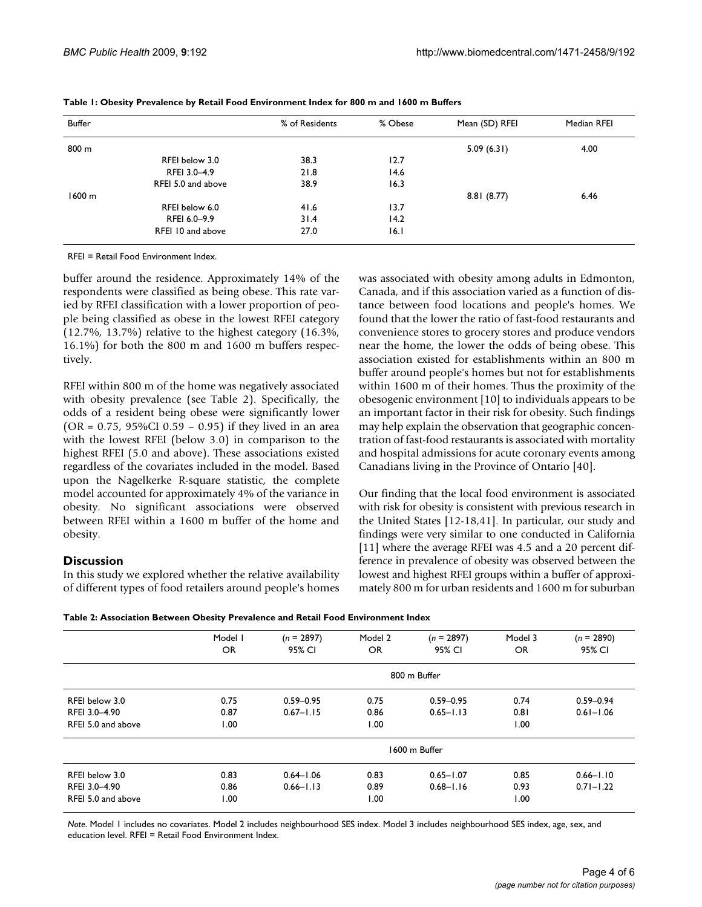**Table 1: Obesity Prevalence by Retail Food Environment Index for 800 m and 1600 m Buffers**

| Buffer | | % of Residents | % Obese | Mean (SD) RFEI | Median RFEI |
|---|---|---|---|---|---|
| 800 m | | | | 5.09 (6.31) | 4.00 |
| | RFEI below 3.0 | 38.3 | 12.7 | | |
| | RFEI 3.0–4.9 | 21.8 | 14.6 | | |
| | RFEI 5.0 and above | 38.9 | 16.3 | | |
| 1600 m | | | | 8.81 (8.77) | 6.46 |
| | RFEI below 6.0 | 41.6 | 13.7 | | |
| | RFEI 6.0–9.9 | 31.4 | 14.2 | | |
| | RFEI 10 and above | 27.0 | 16.1 | | |

RFEI = Retail Food Environment Index.

buffer around the residence. Approximately 14% of the respondents were classified as being obese. This rate varied by RFEI classification with a lower proportion of people being classified as obese in the lowest RFEI category (12.7%, 13.7%) relative to the highest category (16.3%, 16.1%) for both the 800 m and 1600 m buffers respectively.

RFEI within 800 m of the home was negatively associated with obesity prevalence (see Table 2). Specifically, the odds of a resident being obese were significantly lower (OR = 0.75, 95%CI 0.59 – 0.95) if they lived in an area with the lowest RFEI (below 3.0) in comparison to the highest RFEI (5.0 and above). These associations existed regardless of the covariates included in the model. Based upon the Nagelkerke R-square statistic, the complete model accounted for approximately 4% of the variance in obesity. No significant associations were observed between RFEI within a 1600 m buffer of the home and obesity.

## Discussion

In this study we explored whether the relative availability of different types of food retailers around people's homes was associated with obesity among adults in Edmonton, Canada, and if this association varied as a function of distance between food locations and people's homes. We found that the lower the ratio of fast-food restaurants and convenience stores to grocery stores and produce vendors near the home, the lower the odds of being obese. This association existed for establishments within an 800 m buffer around people's homes but not for establishments within 1600 m of their homes. Thus the proximity of the obesogenic environment [10] to individuals appears to be an important factor in their risk for obesity. Such findings may help explain the observation that geographic concentration of fast-food restaurants is associated with mortality and hospital admissions for acute coronary events among Canadians living in the Province of Ontario [40].

Our finding that the local food environment is associated with risk for obesity is consistent with previous research in the United States [12-18,41]. In particular, our study and findings were very similar to one conducted in California [11] where the average RFEI was 4.5 and a 20 percent difference in prevalence of obesity was observed between the lowest and highest RFEI groups within a buffer of approximately 800 m for urban residents and 1600 m for suburban

**Table 2: Association Between Obesity Prevalence and Retail Food Environment Index**

| | Model 1 OR | (*n* = 2897) 95% CI | Model 2 OR | (*n* = 2897) 95% CI | Model 3 OR | (*n* = 2890) 95% CI |
|---|---|---|---|---|---|---|
| | | | 800 m Buffer | | | |
| RFEI below 3.0 | 0.75 | 0.59–0.95 | 0.75 | 0.59–0.95 | 0.74 | 0.59–0.94 |
| RFEI 3.0–4.90 | 0.87 | 0.67–1.15 | 0.86 | 0.65–1.13 | 0.81 | 0.61–1.06 |
| RFEI 5.0 and above | 1.00 | | 1.00 | | 1.00 | |
| | | | 1600 m Buffer | | | |
| RFEI below 3.0 | 0.83 | 0.64–1.06 | 0.83 | 0.65–1.07 | 0.85 | 0.66–1.10 |
| RFEI 3.0–4.90 | 0.86 | 0.66–1.13 | 0.89 | 0.68–1.16 | 0.93 | 0.71–1.22 |
| RFEI 5.0 and above | 1.00 | | 1.00 | | 1.00 | |

*Note*. Model 1 includes no covariates. Model 2 includes neighbourhood SES index. Model 3 includes neighbourhood SES index, age, sex, and education level. RFEI = Retail Food Environment Index.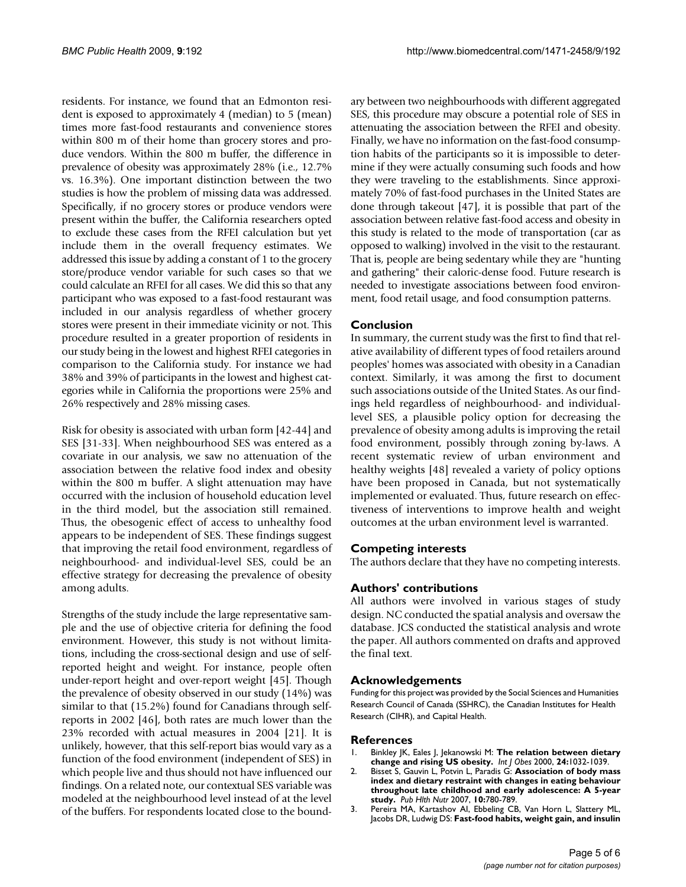residents. For instance, we found that an Edmonton resident is exposed to approximately 4 (median) to 5 (mean) times more fast-food restaurants and convenience stores within 800 m of their home than grocery stores and produce vendors. Within the 800 m buffer, the difference in prevalence of obesity was approximately 28% (i.e., 12.7% vs. 16.3%). One important distinction between the two studies is how the problem of missing data was addressed. Specifically, if no grocery stores or produce vendors were present within the buffer, the California researchers opted to exclude these cases from the RFEI calculation but yet include them in the overall frequency estimates. We addressed this issue by adding a constant of 1 to the grocery store/produce vendor variable for such cases so that we could calculate an RFEI for all cases. We did this so that any participant who was exposed to a fast-food restaurant was included in our analysis regardless of whether grocery stores were present in their immediate vicinity or not. This procedure resulted in a greater proportion of residents in our study being in the lowest and highest RFEI categories in comparison to the California study. For instance we had 38% and 39% of participants in the lowest and highest categories while in California the proportions were 25% and 26% respectively and 28% missing cases.

Risk for obesity is associated with urban form [42-44] and SES [31-33]. When neighbourhood SES was entered as a covariate in our analysis, we saw no attenuation of the association between the relative food index and obesity within the 800 m buffer. A slight attenuation may have occurred with the inclusion of household education level in the third model, but the association still remained. Thus, the obesogenic effect of access to unhealthy food appears to be independent of SES. These findings suggest that improving the retail food environment, regardless of neighbourhood- and individual-level SES, could be an effective strategy for decreasing the prevalence of obesity among adults.

Strengths of the study include the large representative sample and the use of objective criteria for defining the food environment. However, this study is not without limitations, including the cross-sectional design and use of self-reported height and weight. For instance, people often under-report height and over-report weight [45]. Though the prevalence of obesity observed in our study (14%) was similar to that (15.2%) found for Canadians through self-reports in 2002 [46], both rates are much lower than the 23% recorded with actual measures in 2004 [21]. It is unlikely, however, that this self-report bias would vary as a function of the food environment (independent of SES) in which people live and thus should not have influenced our findings. On a related note, our contextual SES variable was modeled at the neighbourhood level instead of at the level of the buffers. For respondents located close to the boundary between two neighbourhoods with different aggregated SES, this procedure may obscure a potential role of SES in attenuating the association between the RFEI and obesity. Finally, we have no information on the fast-food consumption habits of the participants so it is impossible to determine if they were actually consuming such foods and how they were traveling to the establishments. Since approximately 70% of fast-food purchases in the United States are done through takeout [47], it is possible that part of the association between relative fast-food access and obesity in this study is related to the mode of transportation (car as opposed to walking) involved in the visit to the restaurant. That is, people are being sedentary while they are "hunting and gathering" their caloric-dense food. Future research is needed to investigate associations between food environment, food retail usage, and food consumption patterns.

## Conclusion

In summary, the current study was the first to find that relative availability of different types of food retailers around peoples' homes was associated with obesity in a Canadian context. Similarly, it was among the first to document such associations outside of the United States. As our findings held regardless of neighbourhood- and individual-level SES, a plausible policy option for decreasing the prevalence of obesity among adults is improving the retail food environment, possibly through zoning by-laws. A recent systematic review of urban environment and healthy weights [48] revealed a variety of policy options have been proposed in Canada, but not systematically implemented or evaluated. Thus, future research on effectiveness of interventions to improve health and weight outcomes at the urban environment level is warranted.

## Competing interests

The authors declare that they have no competing interests.

## Authors' contributions

All authors were involved in various stages of study design. NC conducted the spatial analysis and oversaw the database. JCS conducted the statistical analysis and wrote the paper. All authors commented on drafts and approved the final text.

## Acknowledgements

Funding for this project was provided by the Social Sciences and Humanities Research Council of Canada (SSHRC), the Canadian Institutes for Health Research (CIHR), and Capital Health.

## References

1. Binkley JK, Eales J, Jekanowski M: **The relation between dietary change and rising US obesity.** *Int J Obes* 2000, **24:**1032-1039.
2. Bisset S, Gauvin L, Potvin L, Paradis G: **Association of body mass index and dietary restraint with changes in eating behaviour throughout late childhood and early adolescence: A 5-year study.** *Pub Hlth Nutr* 2007, **10:**780-789.
3. Pereira MA, Kartashov AI, Ebbeling CB, Van Horn L, Slattery ML, Jacobs DR, Ludwig DS: **Fast-food habits, weight gain, and insulin**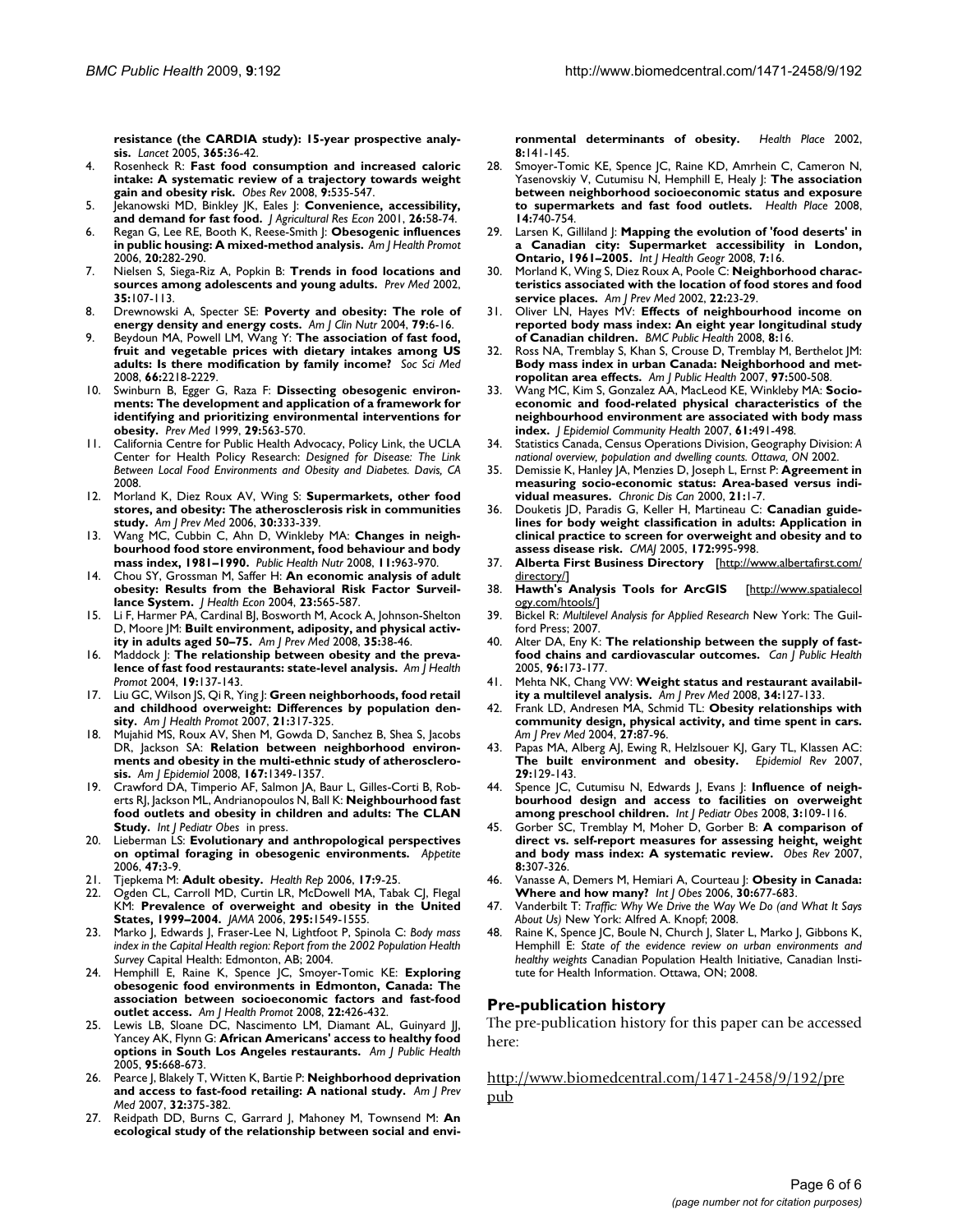resistance (the CARDIA study): 15-year prospective analysis. *Lancet* 2005, 365:36-42.

4. Rosenheck R: **Fast food consumption and increased caloric intake: A systematic review of a trajectory towards weight gain and obesity risk.** *Obes Rev* 2008, 9:535-547.
5. Jekanowski MD, Binkley JK, Eales J: **Convenience, accessibility, and demand for fast food.** *J Agricultural Res Econ* 2001, 26:58-74.
6. Regan G, Lee RE, Booth K, Reese-Smith J: **Obesogenic influences in public housing: A mixed-method analysis.** *Am J Health Promot* 2006, 20:282-290.
7. Nielsen S, Siega-Riz A, Popkin B: **Trends in food locations and sources among adolescents and young adults.** *Prev Med* 2002, 35:107-113.
8. Drewnowski A, Specter SE: **Poverty and obesity: The role of energy density and energy costs.** *Am J Clin Nutr* 2004, 79:6-16.
9. Beydoun MA, Powell LM, Wang Y: **The association of fast food, fruit and vegetable prices with dietary intakes among US adults: Is there modification by family income?** *Soc Sci Med* 2008, 66:2218-2229.
10. Swinburn B, Egger G, Raza F: **Dissecting obesogenic environments: The development and application of a framework for identifying and prioritizing environmental interventions for obesity.** *Prev Med* 1999, 29:563-570.
11. California Centre for Public Health Advocacy, Policy Link, the UCLA Center for Health Policy Research: *Designed for Disease: The Link Between Local Food Environments and Obesity and Diabetes. Davis, CA* 2008.
12. Morland K, Diez Roux AV, Wing S: **Supermarkets, other food stores, and obesity: The atherosclerosis risk in communities study.** *Am J Prev Med* 2006, 30:333-339.
13. Wang MC, Cubbin C, Ahn D, Winkleby MA: **Changes in neighbourhood food store environment, food behaviour and body mass index, 1981–1990.** *Public Health Nutr* 2008, 11:963-970.
14. Chou SY, Grossman M, Saffer H: **An economic analysis of adult obesity: Results from the Behavioral Risk Factor Surveillance System.** *J Health Econ* 2004, 23:565-587.
15. Li F, Harmer PA, Cardinal BJ, Bosworth M, Acock A, Johnson-Shelton D, Moore JM: **Built environment, adiposity, and physical activity in adults aged 50–75.** *Am J Prev Med* 2008, 35:38-46.
16. Maddock J: **The relationship between obesity and the prevalence of fast food restaurants: state-level analysis.** *Am J Health Promot* 2004, 19:137-143.
17. Liu GC, Wilson JS, Qi R, Ying J: **Green neighborhoods, food retail and childhood overweight: Differences by population density.** *Am J Health Promot* 2007, 21:317-325.
18. Mujahid MS, Roux AV, Shen M, Gowda D, Sanchez B, Shea S, Jacobs DR, Jackson SA: **Relation between neighborhood environments and obesity in the multi-ethnic study of atherosclerosis.** *Am J Epidemiol* 2008, 167:1349-1357.
19. Crawford DA, Timperio AF, Salmon JA, Baur L, Gilles-Corti B, Roberts RJ, Jackson ML, Andrianopoulos N, Ball K: **Neighbourhood fast food outlets and obesity in children and adults: The CLAN Study.** *Int J Pediatr Obes* in press.
20. Lieberman LS: **Evolutionary and anthropological perspectives on optimal foraging in obesogenic environments.** *Appetite* 2006, 47:3-9.
21. Tjepkema M: **Adult obesity.** *Health Rep* 2006, 17:9-25.
22. Ogden CL, Carroll MD, Curtin LR, McDowell MA, Tabak CJ, Flegal KM: **Prevalence of overweight and obesity in the United States, 1999–2004.** *JAMA* 2006, 295:1549-1555.
23. Marko J, Edwards J, Fraser-Lee N, Lightfoot P, Spinola C: *Body mass index in the Capital Health region: Report from the 2002 Population Health Survey* Capital Health: Edmonton, AB; 2004.
24. Hemphill E, Raine K, Spence JC, Smoyer-Tomic KE: **Exploring obesogenic food environments in Edmonton, Canada: The association between socioeconomic factors and fast-food outlet access.** *Am J Health Promot* 2008, 22:426-432.
25. Lewis LB, Sloane DC, Nascimento LM, Diamant AL, Guinyard JJ, Yancey AK, Flynn G: **African Americans' access to healthy food options in South Los Angeles restaurants.** *Am J Public Health* 2005, 95:668-673.
26. Pearce J, Blakely T, Witten K, Bartie P: **Neighborhood deprivation and access to fast-food retailing: A national study.** *Am J Prev Med* 2007, 32:375-382.
27. Reidpath DD, Burns C, Garrard J, Mahoney M, Townsend M: **An ecological study of the relationship between social and environmental determinants of obesity.** *Health Place* 2002, 8:141-145.
28. Smoyer-Tomic KE, Spence JC, Raine KD, Amrhein C, Cameron N, Yasenovskiy V, Cutumisu N, Hemphill E, Healy J: **The association between neighborhood socioeconomic status and exposure to supermarkets and fast food outlets.** *Health Place* 2008, 14:740-754.
29. Larsen K, Gilliland J: **Mapping the evolution of 'food deserts' in a Canadian city: Supermarket accessibility in London, Ontario, 1961–2005.** *Int J Health Geogr* 2008, 7:16.
30. Morland K, Wing S, Diez Roux A, Poole C: **Neighborhood characteristics associated with the location of food stores and food service places.** *Am J Prev Med* 2002, 22:23-29.
31. Oliver LN, Hayes MV: **Effects of neighbourhood income on reported body mass index: An eight year longitudinal study of Canadian children.** *BMC Public Health* 2008, 8:16.
32. Ross NA, Tremblay S, Khan S, Crouse D, Tremblay M, Berthelot JM: **Body mass index in urban Canada: Neighborhood and metropolitan area effects.** *Am J Public Health* 2007, 97:500-508.
33. Wang MC, Kim S, Gonzalez AA, MacLeod KE, Winkleby MA: **Socioeconomic and food-related physical characteristics of the neighbourhood environment are associated with body mass index.** *J Epidemiol Community Health* 2007, 61:491-498.
34. Statistics Canada, Census Operations Division, Geography Division: *A national overview, population and dwelling counts. Ottawa, ON* 2002.
35. Demissie K, Hanley JA, Menzies D, Joseph L, Ernst P: **Agreement in measuring socio-economic status: Area-based versus individual measures.** *Chronic Dis Can* 2000, 21:1-7.
36. Douketis JD, Paradis G, Keller H, Martineau C: **Canadian guidelines for body weight classification in adults: Application in clinical practice to screen for overweight and obesity and to assess disease risk.** *CMAJ* 2005, 172:995-998.
37. **Alberta First Business Directory** [http://www.albertafirst.com/directory/]
38. **Hawth's Analysis Tools for ArcGIS** [http://www.spatialecology.com/htools/]
39. Bickel R: *Multilevel Analysis for Applied Research* New York: The Guilford Press; 2007.
40. Alter DA, Eny K: **The relationship between the supply of fast-food chains and cardiovascular outcomes.** *Can J Public Health* 2005, 96:173-177.
41. Mehta NK, Chang VW: **Weight status and restaurant availability a multilevel analysis.** *Am J Prev Med* 2008, 34:127-133.
42. Frank LD, Andresen MA, Schmid TL: **Obesity relationships with community design, physical activity, and time spent in cars.** *Am J Prev Med* 2004, 27:87-96.
43. Papas MA, Alberg AJ, Ewing R, Helzlsouer KJ, Gary TL, Klassen AC: **The built environment and obesity.** *Epidemiol Rev* 2007, 29:129-143.
44. Spence JC, Cutumisu N, Edwards J, Evans J: **Influence of neighbourhood design and access to facilities on overweight among preschool children.** *Int J Pediatr Obes* 2008, 3:109-116.
45. Gorber SC, Tremblay M, Moher D, Gorber B: **A comparison of direct vs. self-report measures for assessing height, weight and body mass index: A systematic review.** *Obes Rev* 2007, 8:307-326.
46. Vanasse A, Demers M, Hemiari A, Courteau J: **Obesity in Canada: Where and how many?** *Int J Obes* 2006, 30:677-683.
47. Vanderbilt T: *Traffic: Why We Drive the Way We Do (and What It Says About Us)* New York: Alfred A. Knopf; 2008.
48. Raine K, Spence JC, Boule N, Church J, Slater L, Marko J, Gibbons K, Hemphill E: *State of the evidence review on urban environments and healthy weights* Canadian Population Health Initiative, Canadian Institute for Health Information. Ottawa, ON; 2008.

## Pre-publication history

The pre-publication history for this paper can be accessed here:

http://www.biomedcentral.com/1471-2458/9/192/prepub